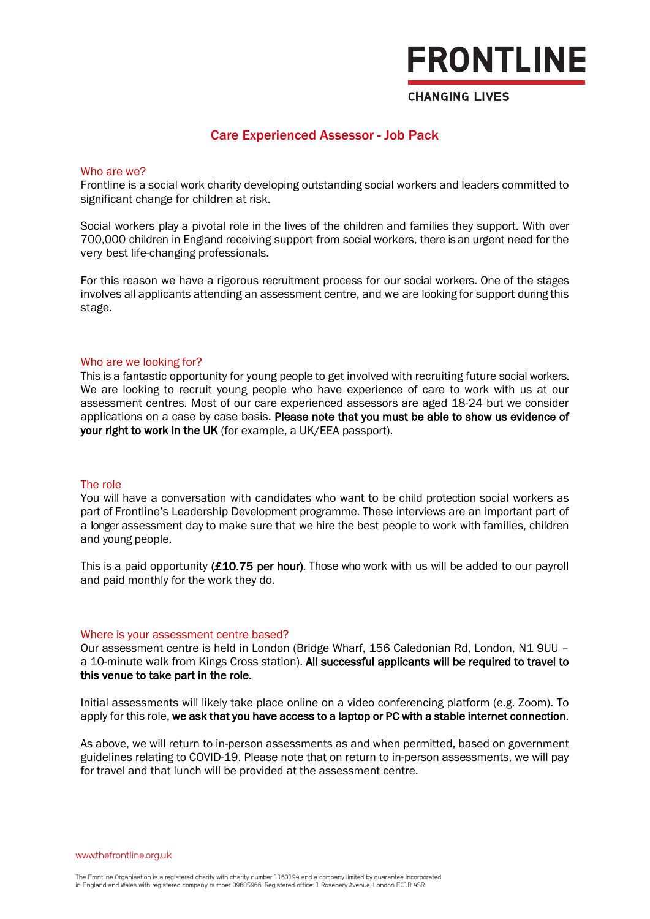# FRONTLINE

CHANGING LIVES

## Care Experienced Assessor - Job Pack

### Who are we?

Frontline is a social work charity developing outstanding social workers and leaders committed to significant change for children at risk.

Social workers play a pivotal role in the lives of the children and families they support. With over 700,000 children in England receiving support from social workers, there is an urgent need for the very best life-changing professionals.

For this reason we have a rigorous recruitment process for our social workers. One of the stages involves all applicants attending an assessment centre, and we are looking for support during this stage.

### Who are we looking for?

This is a fantastic opportunity for young people to get involved with recruiting future social workers. We are looking to recruit young people who have experience of care to work with us at our assessment centres. Most of our care experienced assessors are aged 18-24 but we consider applications on a case by case basis. **Please note that you must be able to show us evidence of your right to work in the UK** (for example, a UK/EEA passport).

### The role

You will have a conversation with candidates who want to be child protection social workers as part of Frontline's Leadership Development programme. These interviews are an important part of a longer assessment day to make sure that we hire the best people to work with families, children and young people.

This is a paid opportunity **(£10.75 per hour)**. Those who work with us will be added to our payroll and paid monthly for the work they do.

### Where is your assessment centre based?

Our assessment centre is held in London (Bridge Wharf, 156 Caledonian Rd, London, N1 9UU – a 10-minute walk from Kings Cross station). **All successful applicants will be required to travel to this venue to take part in the role.**

Initial assessments will likely take place online on a video conferencing platform (e.g. Zoom). To apply for this role, **we ask that you have access to a laptop or PC with a stable internet connection**.

As above, we will return to in-person assessments as and when permitted, based on government guidelines relating to COVID-19. Please note that on return to in-person assessments, we will pay for travel and that lunch will be provided at the assessment centre.

www.thefrontline.org.uk

The Frontline Organisation is a registered charity with charity number 1163194 and a company limited by guarantee incorporated in England and Wales with registered company number 09605966. Registered office: 1 Rosebery Avenue, London EC1R 4SR.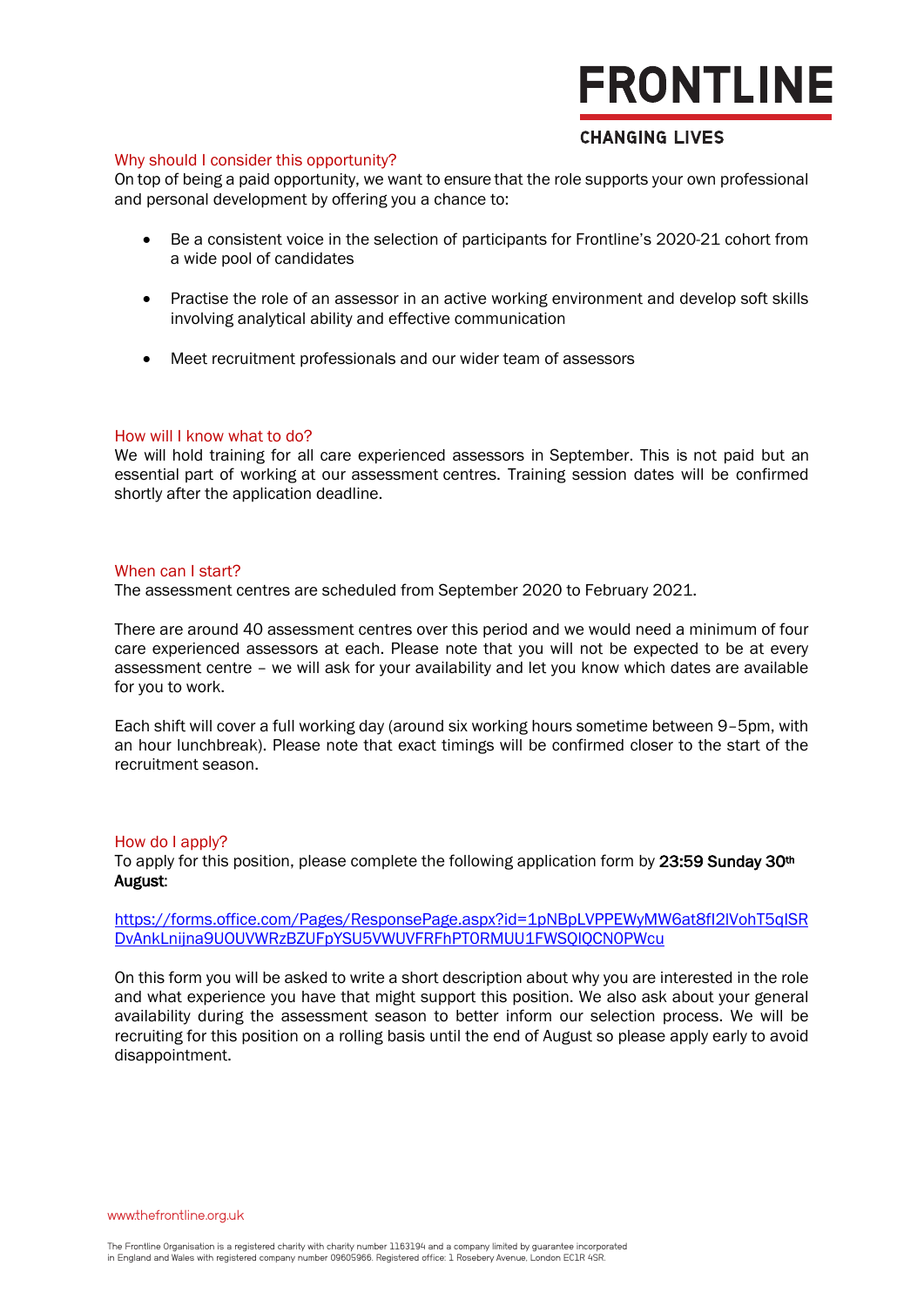FRONTLINE

CHANGING LIVES

## Why should I consider this opportunity?

On top of being a paid opportunity, we want to ensure that the role supports your own professional and personal development by offering you a chance to:

- Be a consistent voice in the selection of participants for Frontline's 2020-21 cohort from a wide pool of candidates
- Practise the role of an assessor in an active working environment and develop soft skills involving analytical ability and effective communication
- Meet recruitment professionals and our wider team of assessors

## How will I know what to do?

We will hold training for all care experienced assessors in September. This is not paid but an essential part of working at our assessment centres. Training session dates will be confirmed shortly after the application deadline.

## When can I start?

The assessment centres are scheduled from September 2020 to February 2021.

There are around 40 assessment centres over this period and we would need a minimum of four care experienced assessors at each. Please note that you will not be expected to be at every assessment centre – we will ask for your availability and let you know which dates are available for you to work.

Each shift will cover a full working day (around six working hours sometime between 9–5pm, with an hour lunchbreak). Please note that exact timings will be confirmed closer to the start of the recruitment season.

## How do I apply?

To apply for this position, please complete the following application form by **23:59 Sunday 30th August**:

https://forms.office.com/Pages/ResponsePage.aspx?id=1pNBpLVPPEWyMW6at8fI2lVohT5qISRDvAnkLnijna9UOUVWRzBZUFpYSU5VWUVFRFhPT0RMUU1FWSQlQCN0PWcu

On this form you will be asked to write a short description about why you are interested in the role and what experience you have that might support this position. We also ask about your general availability during the assessment season to better inform our selection process. We will be recruiting for this position on a rolling basis until the end of August so please apply early to avoid disappointment.

www.thefrontline.org.uk

The Frontline Organisation is a registered charity with charity number 1163194 and a company limited by guarantee incorporated in England and Wales with registered company number 09605966. Registered office: 1 Rosebery Avenue, London EC1R 4SR.